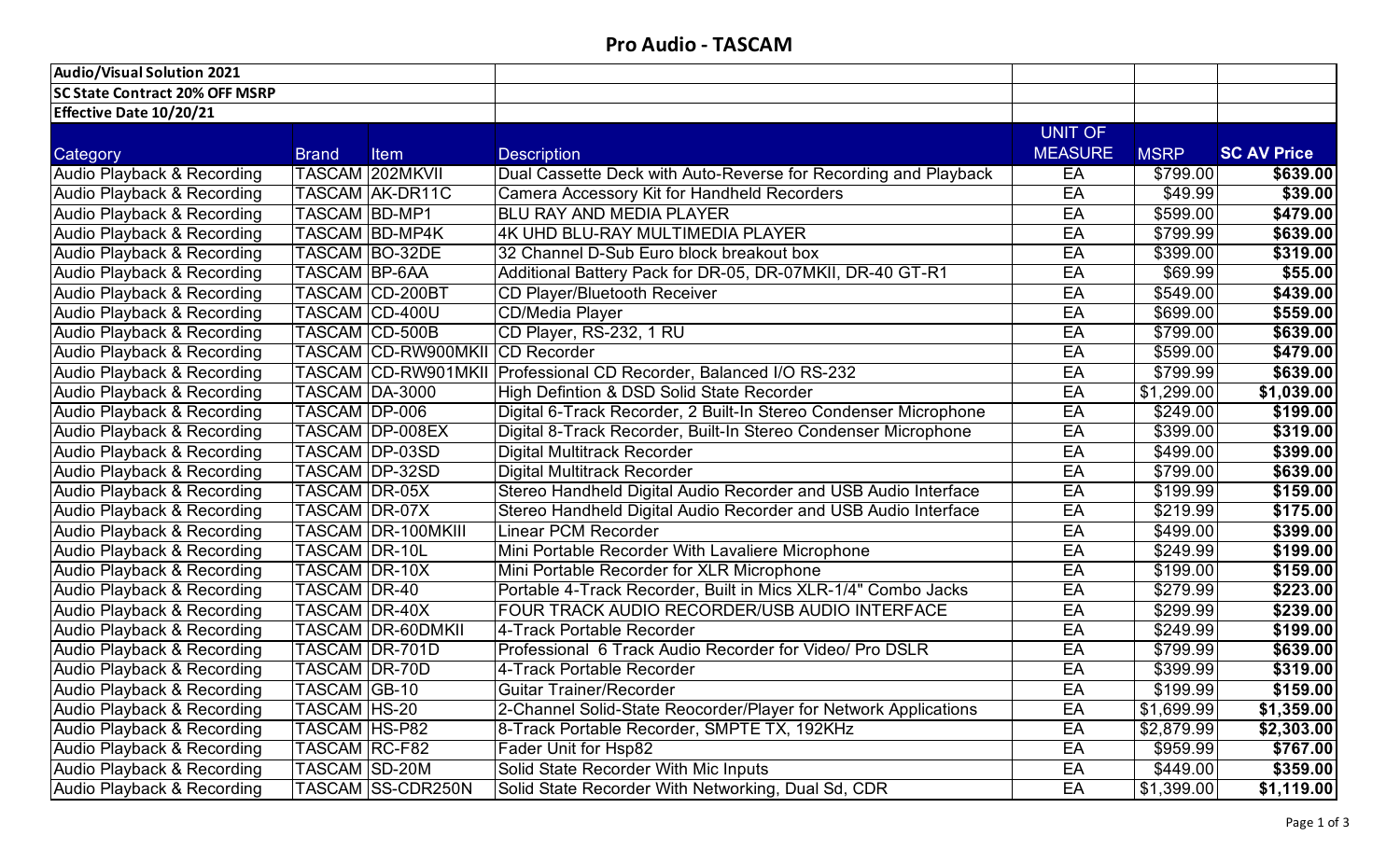# Pro Audio - TASCAM

**Audio/Visual Solution 2021**

**SC State Contract 20% OFF MSRP**

**Effective Date 10/20/21**

| Category | Brand | Item | Description | UNIT OF MEASURE | MSRP | SC AV Price |
|---|---|---|---|---|---|---|
| Audio Playback & Recording | TASCAM | 202MKVII | Dual Cassette Deck with Auto-Reverse for Recording and Playback | EA | $799.00 | **$639.00** |
| Audio Playback & Recording | TASCAM | AK-DR11C | Camera Accessory Kit for Handheld Recorders | EA | $49.99 | **$39.00** |
| Audio Playback & Recording | TASCAM | BD-MP1 | BLU RAY AND MEDIA PLAYER | EA | $599.00 | **$479.00** |
| Audio Playback & Recording | TASCAM | BD-MP4K | 4K UHD BLU-RAY MULTIMEDIA PLAYER | EA | $799.99 | **$639.00** |
| Audio Playback & Recording | TASCAM | BO-32DE | 32 Channel D-Sub Euro block breakout box | EA | $399.00 | **$319.00** |
| Audio Playback & Recording | TASCAM | BP-6AA | Additional Battery Pack for DR-05, DR-07MKII, DR-40 GT-R1 | EA | $69.99 | **$55.00** |
| Audio Playback & Recording | TASCAM | CD-200BT | CD Player/Bluetooth Receiver | EA | $549.00 | **$439.00** |
| Audio Playback & Recording | TASCAM | CD-400U | CD/Media Player | EA | $699.00 | **$559.00** |
| Audio Playback & Recording | TASCAM | CD-500B | CD Player, RS-232, 1 RU | EA | $799.00 | **$639.00** |
| Audio Playback & Recording | TASCAM | CD-RW900MKII | CD Recorder | EA | $599.00 | **$479.00** |
| Audio Playback & Recording | TASCAM | CD-RW901MKII | Professional CD Recorder, Balanced I/O RS-232 | EA | $799.99 | **$639.00** |
| Audio Playback & Recording | TASCAM | DA-3000 | High Defintion & DSD Solid State Recorder | EA | $1,299.00 | **$1,039.00** |
| Audio Playback & Recording | TASCAM | DP-006 | Digital 6-Track Recorder, 2 Built-In Stereo Condenser Microphone | EA | $249.00 | **$199.00** |
| Audio Playback & Recording | TASCAM | DP-008EX | Digital 8-Track Recorder, Built-In Stereo Condenser Microphone | EA | $399.00 | **$319.00** |
| Audio Playback & Recording | TASCAM | DP-03SD | Digital Multitrack Recorder | EA | $499.00 | **$399.00** |
| Audio Playback & Recording | TASCAM | DP-32SD | Digital Multitrack Recorder | EA | $799.00 | **$639.00** |
| Audio Playback & Recording | TASCAM | DR-05X | Stereo Handheld Digital Audio Recorder and USB Audio Interface | EA | $199.99 | **$159.00** |
| Audio Playback & Recording | TASCAM | DR-07X | Stereo Handheld Digital Audio Recorder and USB Audio Interface | EA | $219.99 | **$175.00** |
| Audio Playback & Recording | TASCAM | DR-100MKIII | Linear PCM Recorder | EA | $499.00 | **$399.00** |
| Audio Playback & Recording | TASCAM | DR-10L | Mini Portable Recorder With Lavaliere Microphone | EA | $249.99 | **$199.00** |
| Audio Playback & Recording | TASCAM | DR-10X | Mini Portable Recorder for XLR Microphone | EA | $199.00 | **$159.00** |
| Audio Playback & Recording | TASCAM | DR-40 | Portable 4-Track Recorder, Built in Mics XLR-1/4" Combo Jacks | EA | $279.99 | **$223.00** |
| Audio Playback & Recording | TASCAM | DR-40X | FOUR TRACK AUDIO RECORDER/USB AUDIO INTERFACE | EA | $299.99 | **$239.00** |
| Audio Playback & Recording | TASCAM | DR-60DMKII | 4-Track Portable Recorder | EA | $249.99 | **$199.00** |
| Audio Playback & Recording | TASCAM | DR-701D | Professional 6 Track Audio Recorder for Video/ Pro DSLR | EA | $799.99 | **$639.00** |
| Audio Playback & Recording | TASCAM | DR-70D | 4-Track Portable Recorder | EA | $399.99 | **$319.00** |
| Audio Playback & Recording | TASCAM | GB-10 | Guitar Trainer/Recorder | EA | $199.99 | **$159.00** |
| Audio Playback & Recording | TASCAM | HS-20 | 2-Channel Solid-State Reocorder/Player for Network Applications | EA | $1,699.99 | **$1,359.00** |
| Audio Playback & Recording | TASCAM | HS-P82 | 8-Track Portable Recorder, SMPTE TX, 192KHz | EA | $2,879.99 | **$2,303.00** |
| Audio Playback & Recording | TASCAM | RC-F82 | Fader Unit for Hsp82 | EA | $959.99 | **$767.00** |
| Audio Playback & Recording | TASCAM | SD-20M | Solid State Recorder With Mic Inputs | EA | $449.00 | **$359.00** |
| Audio Playback & Recording | TASCAM | SS-CDR250N | Solid State Recorder With Networking, Dual Sd, CDR | EA | $1,399.00 | **$1,119.00** |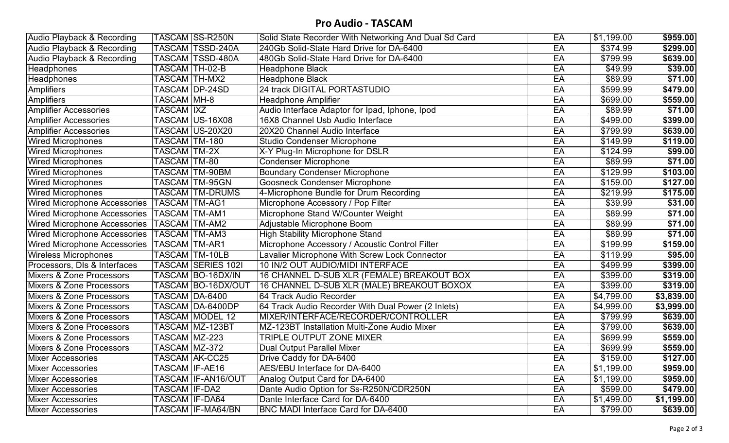## Pro Audio - TASCAM

| Category | Brand | Model | Description | Unit | List Price | Price |
|---|---|---|---|---|---|---|
| Audio Playback & Recording | TASCAM | SS-R250N | Solid State Recorder With Networking And Dual Sd Card | EA | $1,199.00 | **$959.00** |
| Audio Playback & Recording | TASCAM | TSSD-240A | 240Gb Solid-State Hard Drive for DA-6400 | EA | $374.99 | **$299.00** |
| Audio Playback & Recording | TASCAM | TSSD-480A | 480Gb Solid-State Hard Drive for DA-6400 | EA | $799.99 | **$639.00** |
| Headphones | TASCAM | TH-02-B | Headphone Black | EA | $49.99 | **$39.00** |
| Headphones | TASCAM | TH-MX2 | Headphone Black | EA | $89.99 | **$71.00** |
| Amplifiers | TASCAM | DP-24SD | 24 track DIGITAL PORTASTUDIO | EA | $599.99 | **$479.00** |
| Amplifiers | TASCAM | MH-8 | Headphone Amplifier | EA | $699.00 | **$559.00** |
| Amplifier Accessories | TASCAM | IXZ | Audio Interface Adaptor for Ipad, Iphone, Ipod | EA | $89.99 | **$71.00** |
| Amplifier Accessories | TASCAM | US-16X08 | 16X8 Channel Usb Audio Interface | EA | $499.00 | **$399.00** |
| Amplifier Accessories | TASCAM | US-20X20 | 20X20 Channel Audio Interface | EA | $799.99 | **$639.00** |
| Wired Microphones | TASCAM | TM-180 | Studio Condenser Microphone | EA | $149.99 | **$119.00** |
| Wired Microphones | TASCAM | TM-2X | X-Y Plug-In Microphone for DSLR | EA | $124.99 | **$99.00** |
| Wired Microphones | TASCAM | TM-80 | Condenser Microphone | EA | $89.99 | **$71.00** |
| Wired Microphones | TASCAM | TM-90BM | Boundary Condenser Microphone | EA | $129.99 | **$103.00** |
| Wired Microphones | TASCAM | TM-95GN | Goosneck Condenser Microphone | EA | $159.00 | **$127.00** |
| Wired Microphones | TASCAM | TM-DRUMS | 4-Microphone Bundle for Drum Recording | EA | $219.99 | **$175.00** |
| Wired Microphone Accessories | TASCAM | TM-AG1 | Microphone Accessory / Pop Filter | EA | $39.99 | **$31.00** |
| Wired Microphone Accessories | TASCAM | TM-AM1 | Microphone Stand W/Counter Weight | EA | $89.99 | **$71.00** |
| Wired Microphone Accessories | TASCAM | TM-AM2 | Adjustable Microphone Boom | EA | $89.99 | **$71.00** |
| Wired Microphone Accessories | TASCAM | TM-AM3 | High Stability Microphone Stand | EA | $89.99 | **$71.00** |
| Wired Microphone Accessories | TASCAM | TM-AR1 | Microphone Accessory / Acoustic Control Filter | EA | $199.99 | **$159.00** |
| Wireless Microphones | TASCAM | TM-10LB | Lavalier Microphone With Screw Lock Connector | EA | $119.99 | **$95.00** |
| Processors, DIs & Interfaces | TASCAM | SERIES 102I | 10 IN/2 OUT AUDIO/MIDI INTERFACE | EA | $499.99 | **$399.00** |
| Mixers & Zone Processors | TASCAM | BO-16DX/IN | 16 CHANNEL D-SUB XLR (FEMALE) BREAKOUT BOX | EA | $399.00 | **$319.00** |
| Mixers & Zone Processors | TASCAM | BO-16DX/OUT | 16 CHANNEL D-SUB XLR (MALE) BREAKOUT BOXOX | EA | $399.00 | **$319.00** |
| Mixers & Zone Processors | TASCAM | DA-6400 | 64 Track Audio Recorder | EA | $4,799.00 | **$3,839.00** |
| Mixers & Zone Processors | TASCAM | DA-6400DP | 64 Track Audio Recorder With Dual Power (2 Inlets) | EA | $4,999.00 | **$3,999.00** |
| Mixers & Zone Processors | TASCAM | MODEL 12 | MIXER/INTERFACE/RECORDER/CONTROLLER | EA | $799.99 | **$639.00** |
| Mixers & Zone Processors | TASCAM | MZ-123BT | MZ-123BT Installation Multi-Zone Audio Mixer | EA | $799.00 | **$639.00** |
| Mixers & Zone Processors | TASCAM | MZ-223 | TRIPLE OUTPUT ZONE MIXER | EA | $699.99 | **$559.00** |
| Mixers & Zone Processors | TASCAM | MZ-372 | Dual Output Parallel Mixer | EA | $699.99 | **$559.00** |
| Mixer Accessories | TASCAM | AK-CC25 | Drive Caddy for DA-6400 | EA | $159.00 | **$127.00** |
| Mixer Accessories | TASCAM | IF-AE16 | AES/EBU Interface for DA-6400 | EA | $1,199.00 | **$959.00** |
| Mixer Accessories | TASCAM | IF-AN16/OUT | Analog Output Card for DA-6400 | EA | $1,199.00 | **$959.00** |
| Mixer Accessories | TASCAM | IF-DA2 | Dante Audio Option for Ss-R250N/CDR250N | EA | $599.00 | **$479.00** |
| Mixer Accessories | TASCAM | IF-DA64 | Dante Interface Card for DA-6400 | EA | $1,499.00 | **$1,199.00** |
| Mixer Accessories | TASCAM | IF-MA64/BN | BNC MADI Interface Card for DA-6400 | EA | $799.00 | **$639.00** |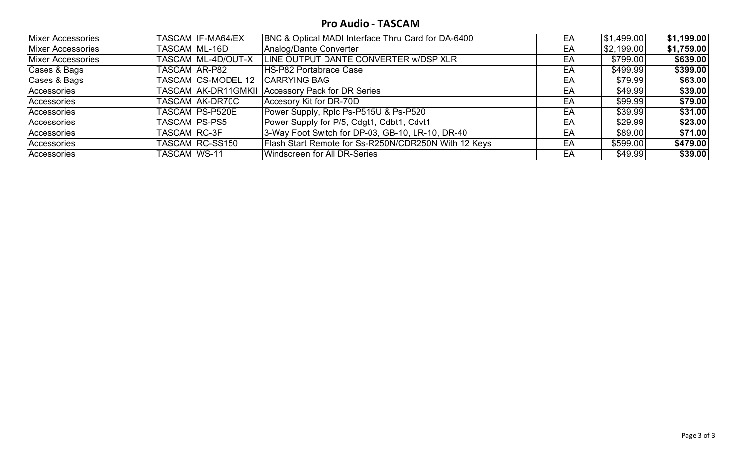## Pro Audio - TASCAM

| | | | | | | |
|---|---|---|---|---|---|---|
| Mixer Accessories | TASCAM | IF-MA64/EX | BNC & Optical MADI Interface Thru Card for DA-6400 | EA | $1,499.00 | **$1,199.00** |
| Mixer Accessories | TASCAM | ML-16D | Analog/Dante Converter | EA | $2,199.00 | **$1,759.00** |
| Mixer Accessories | TASCAM | ML-4D/OUT-X | LINE OUTPUT DANTE CONVERTER w/DSP XLR | EA | $799.00 | **$639.00** |
| Cases & Bags | TASCAM | AR-P82 | HS-P82 Portabrace Case | EA | $499.99 | **$399.00** |
| Cases & Bags | TASCAM | CS-MODEL 12 | CARRYING BAG | EA | $79.99 | **$63.00** |
| Accessories | TASCAM | AK-DR11GMKII | Accessory Pack for DR Series | EA | $49.99 | **$39.00** |
| Accessories | TASCAM | AK-DR70C | Accesory Kit for DR-70D | EA | $99.99 | **$79.00** |
| Accessories | TASCAM | PS-P520E | Power Supply, Rplc Ps-P515U & Ps-P520 | EA | $39.99 | **$31.00** |
| Accessories | TASCAM | PS-PS5 | Power Supply for P/5, Cdgt1, Cdbt1, Cdvt1 | EA | $29.99 | **$23.00** |
| Accessories | TASCAM | RC-3F | 3-Way Foot Switch for DP-03, GB-10, LR-10, DR-40 | EA | $89.00 | **$71.00** |
| Accessories | TASCAM | RC-SS150 | Flash Start Remote for Ss-R250N/CDR250N With 12 Keys | EA | $599.00 | **$479.00** |
| Accessories | TASCAM | WS-11 | Windscreen for All DR-Series | EA | $49.99 | **$39.00** |